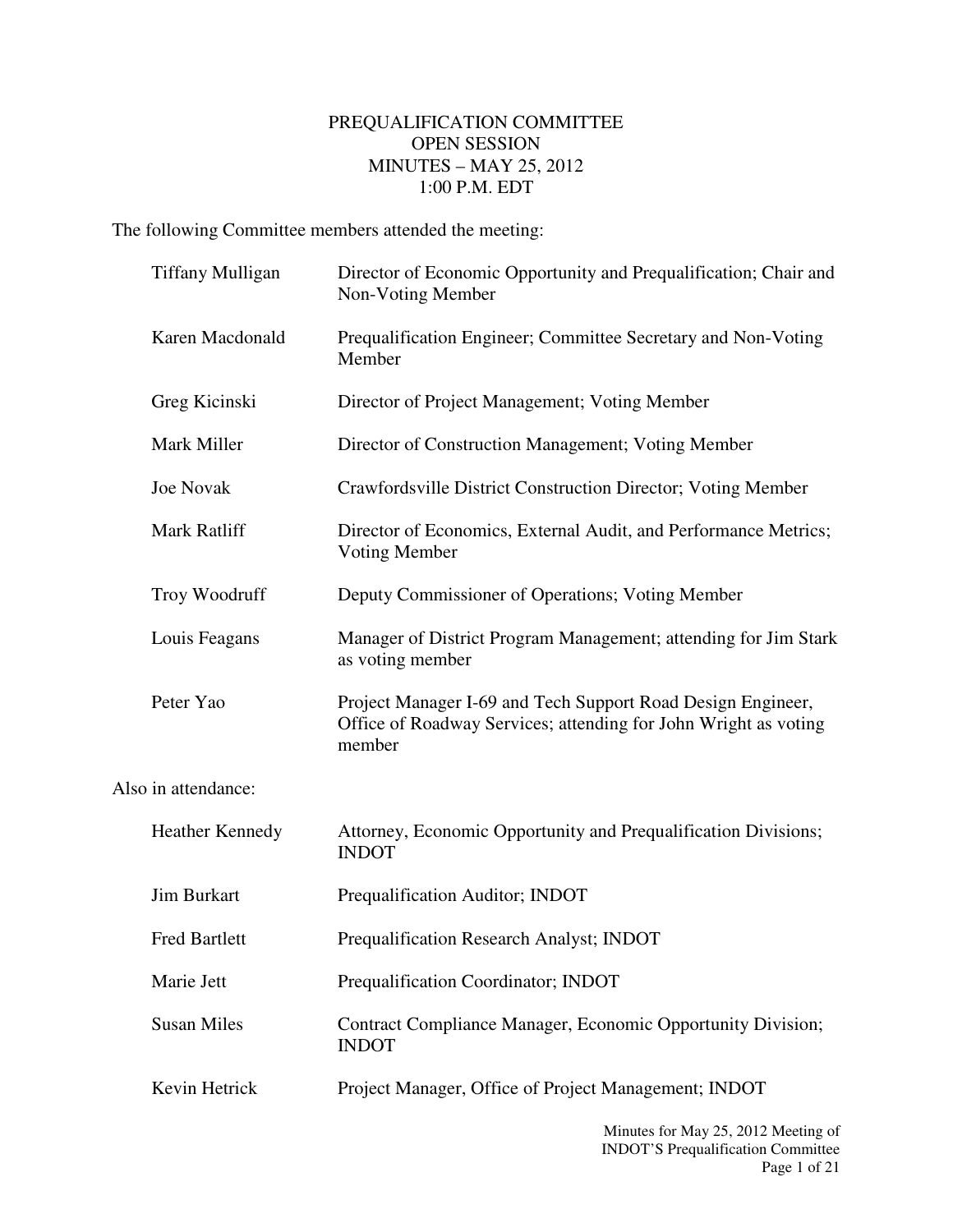# PREQUALIFICATION COMMITTEE
## OPEN SESSION
## MINUTES – MAY 25, 2012
## 1:00 P.M. EDT

The following Committee members attended the meeting:

| | |
|---|---|
| Tiffany Mulligan | Director of Economic Opportunity and Prequalification; Chair and Non-Voting Member |
| Karen Macdonald | Prequalification Engineer; Committee Secretary and Non-Voting Member |
| Greg Kicinski | Director of Project Management; Voting Member |
| Mark Miller | Director of Construction Management; Voting Member |
| Joe Novak | Crawfordsville District Construction Director; Voting Member |
| Mark Ratliff | Director of Economics, External Audit, and Performance Metrics; Voting Member |
| Troy Woodruff | Deputy Commissioner of Operations; Voting Member |
| Louis Feagans | Manager of District Program Management; attending for Jim Stark as voting member |
| Peter Yao | Project Manager I-69 and Tech Support Road Design Engineer, Office of Roadway Services; attending for John Wright as voting member |

Also in attendance:

| | |
|---|---|
| Heather Kennedy | Attorney, Economic Opportunity and Prequalification Divisions; INDOT |
| Jim Burkart | Prequalification Auditor; INDOT |
| Fred Bartlett | Prequalification Research Analyst; INDOT |
| Marie Jett | Prequalification Coordinator; INDOT |
| Susan Miles | Contract Compliance Manager, Economic Opportunity Division; INDOT |
| Kevin Hetrick | Project Manager, Office of Project Management; INDOT |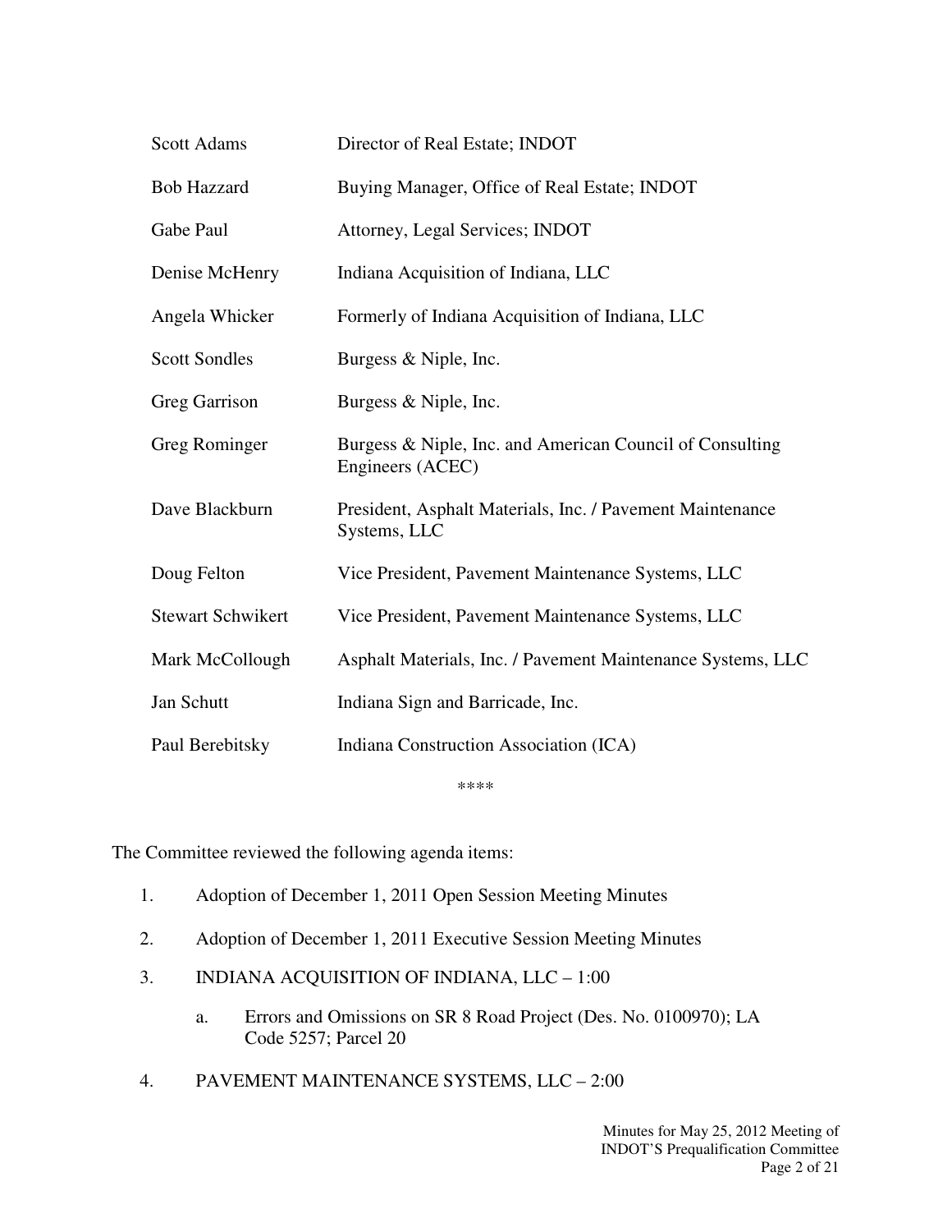| | |
|---|---|
| Scott Adams | Director of Real Estate; INDOT |
| Bob Hazzard | Buying Manager, Office of Real Estate; INDOT |
| Gabe Paul | Attorney, Legal Services; INDOT |
| Denise McHenry | Indiana Acquisition of Indiana, LLC |
| Angela Whicker | Formerly of Indiana Acquisition of Indiana, LLC |
| Scott Sondles | Burgess & Niple, Inc. |
| Greg Garrison | Burgess & Niple, Inc. |
| Greg Rominger | Burgess & Niple, Inc. and American Council of Consulting Engineers (ACEC) |
| Dave Blackburn | President, Asphalt Materials, Inc. / Pavement Maintenance Systems, LLC |
| Doug Felton | Vice President, Pavement Maintenance Systems, LLC |
| Stewart Schwikert | Vice President, Pavement Maintenance Systems, LLC |
| Mark McCollough | Asphalt Materials, Inc. / Pavement Maintenance Systems, LLC |
| Jan Schutt | Indiana Sign and Barricade, Inc. |
| Paul Berebitsky | Indiana Construction Association (ICA) |

****

The Committee reviewed the following agenda items:

1. Adoption of December 1, 2011 Open Session Meeting Minutes
2. Adoption of December 1, 2011 Executive Session Meeting Minutes
3. INDIANA ACQUISITION OF INDIANA, LLC – 1:00
   a. Errors and Omissions on SR 8 Road Project (Des. No. 0100970); LA Code 5257; Parcel 20
4. PAVEMENT MAINTENANCE SYSTEMS, LLC – 2:00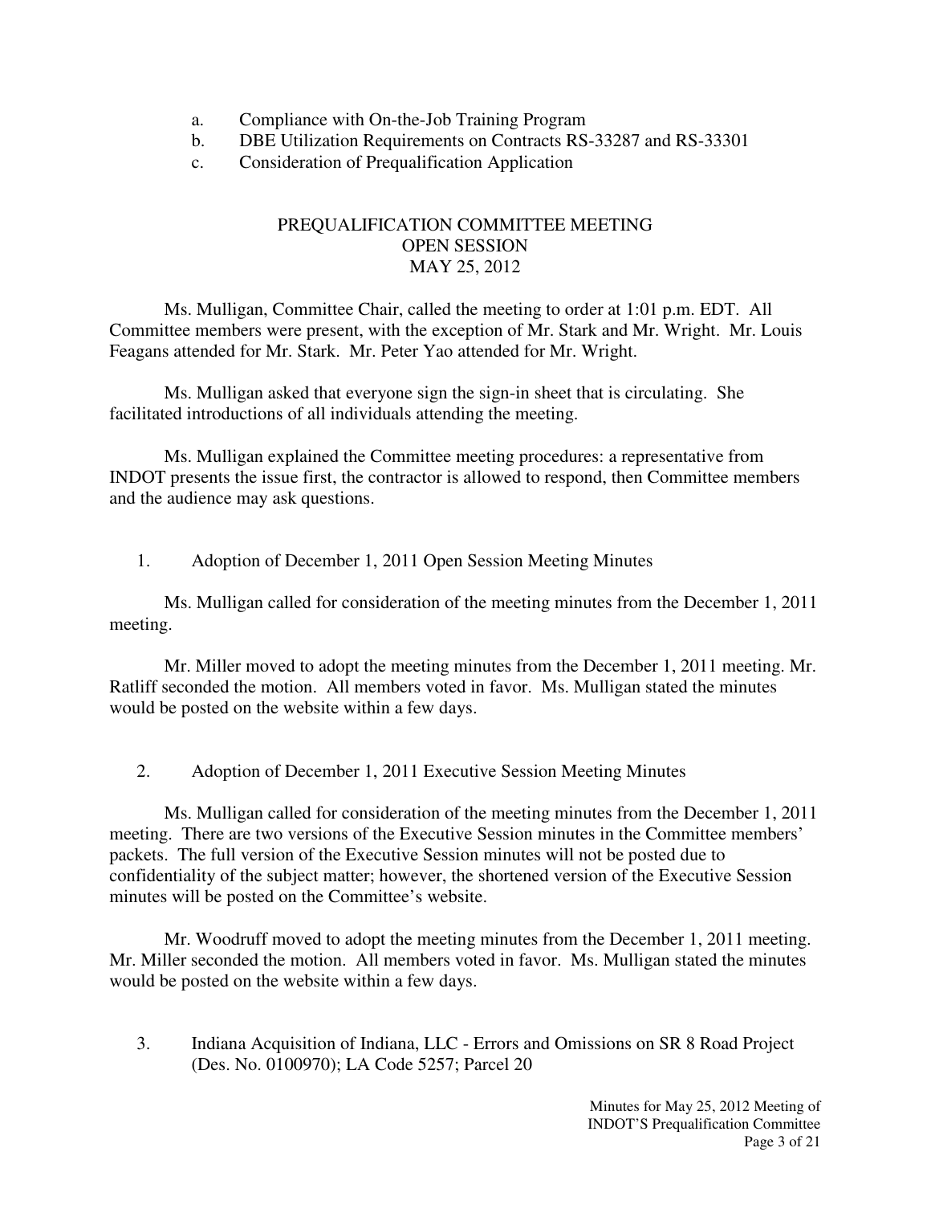a. Compliance with On-the-Job Training Program
b. DBE Utilization Requirements on Contracts RS-33287 and RS-33301
c. Consideration of Prequalification Application

## PREQUALIFICATION COMMITTEE MEETING
## OPEN SESSION
## MAY 25, 2012

Ms. Mulligan, Committee Chair, called the meeting to order at 1:01 p.m. EDT. All Committee members were present, with the exception of Mr. Stark and Mr. Wright. Mr. Louis Feagans attended for Mr. Stark. Mr. Peter Yao attended for Mr. Wright.

Ms. Mulligan asked that everyone sign the sign-in sheet that is circulating. She facilitated introductions of all individuals attending the meeting.

Ms. Mulligan explained the Committee meeting procedures: a representative from INDOT presents the issue first, the contractor is allowed to respond, then Committee members and the audience may ask questions.

1. Adoption of December 1, 2011 Open Session Meeting Minutes

Ms. Mulligan called for consideration of the meeting minutes from the December 1, 2011 meeting.

Mr. Miller moved to adopt the meeting minutes from the December 1, 2011 meeting. Mr. Ratliff seconded the motion. All members voted in favor. Ms. Mulligan stated the minutes would be posted on the website within a few days.

2. Adoption of December 1, 2011 Executive Session Meeting Minutes

Ms. Mulligan called for consideration of the meeting minutes from the December 1, 2011 meeting. There are two versions of the Executive Session minutes in the Committee members' packets. The full version of the Executive Session minutes will not be posted due to confidentiality of the subject matter; however, the shortened version of the Executive Session minutes will be posted on the Committee's website.

Mr. Woodruff moved to adopt the meeting minutes from the December 1, 2011 meeting. Mr. Miller seconded the motion. All members voted in favor. Ms. Mulligan stated the minutes would be posted on the website within a few days.

3. Indiana Acquisition of Indiana, LLC - Errors and Omissions on SR 8 Road Project (Des. No. 0100970); LA Code 5257; Parcel 20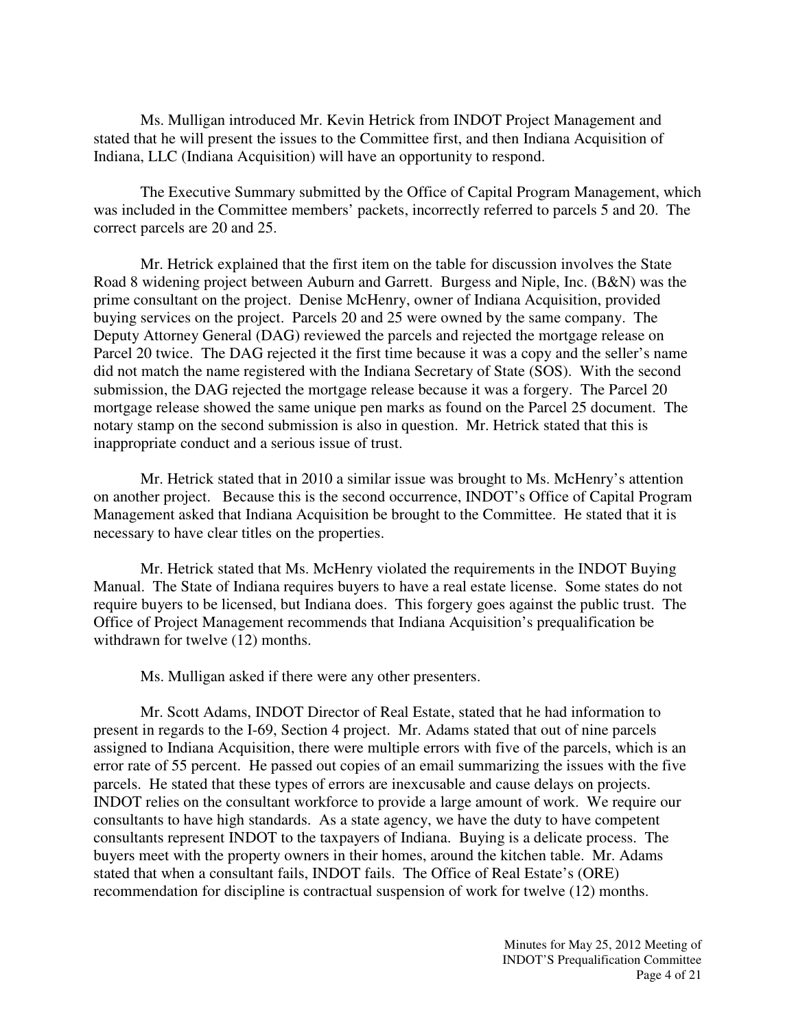Ms. Mulligan introduced Mr. Kevin Hetrick from INDOT Project Management and stated that he will present the issues to the Committee first, and then Indiana Acquisition of Indiana, LLC (Indiana Acquisition) will have an opportunity to respond.

The Executive Summary submitted by the Office of Capital Program Management, which was included in the Committee members' packets, incorrectly referred to parcels 5 and 20. The correct parcels are 20 and 25.

Mr. Hetrick explained that the first item on the table for discussion involves the State Road 8 widening project between Auburn and Garrett. Burgess and Niple, Inc. (B&N) was the prime consultant on the project. Denise McHenry, owner of Indiana Acquisition, provided buying services on the project. Parcels 20 and 25 were owned by the same company. The Deputy Attorney General (DAG) reviewed the parcels and rejected the mortgage release on Parcel 20 twice. The DAG rejected it the first time because it was a copy and the seller's name did not match the name registered with the Indiana Secretary of State (SOS). With the second submission, the DAG rejected the mortgage release because it was a forgery. The Parcel 20 mortgage release showed the same unique pen marks as found on the Parcel 25 document. The notary stamp on the second submission is also in question. Mr. Hetrick stated that this is inappropriate conduct and a serious issue of trust.

Mr. Hetrick stated that in 2010 a similar issue was brought to Ms. McHenry's attention on another project. Because this is the second occurrence, INDOT's Office of Capital Program Management asked that Indiana Acquisition be brought to the Committee. He stated that it is necessary to have clear titles on the properties.

Mr. Hetrick stated that Ms. McHenry violated the requirements in the INDOT Buying Manual. The State of Indiana requires buyers to have a real estate license. Some states do not require buyers to be licensed, but Indiana does. This forgery goes against the public trust. The Office of Project Management recommends that Indiana Acquisition's prequalification be withdrawn for twelve (12) months.

Ms. Mulligan asked if there were any other presenters.

Mr. Scott Adams, INDOT Director of Real Estate, stated that he had information to present in regards to the I-69, Section 4 project. Mr. Adams stated that out of nine parcels assigned to Indiana Acquisition, there were multiple errors with five of the parcels, which is an error rate of 55 percent. He passed out copies of an email summarizing the issues with the five parcels. He stated that these types of errors are inexcusable and cause delays on projects. INDOT relies on the consultant workforce to provide a large amount of work. We require our consultants to have high standards. As a state agency, we have the duty to have competent consultants represent INDOT to the taxpayers of Indiana. Buying is a delicate process. The buyers meet with the property owners in their homes, around the kitchen table. Mr. Adams stated that when a consultant fails, INDOT fails. The Office of Real Estate's (ORE) recommendation for discipline is contractual suspension of work for twelve (12) months.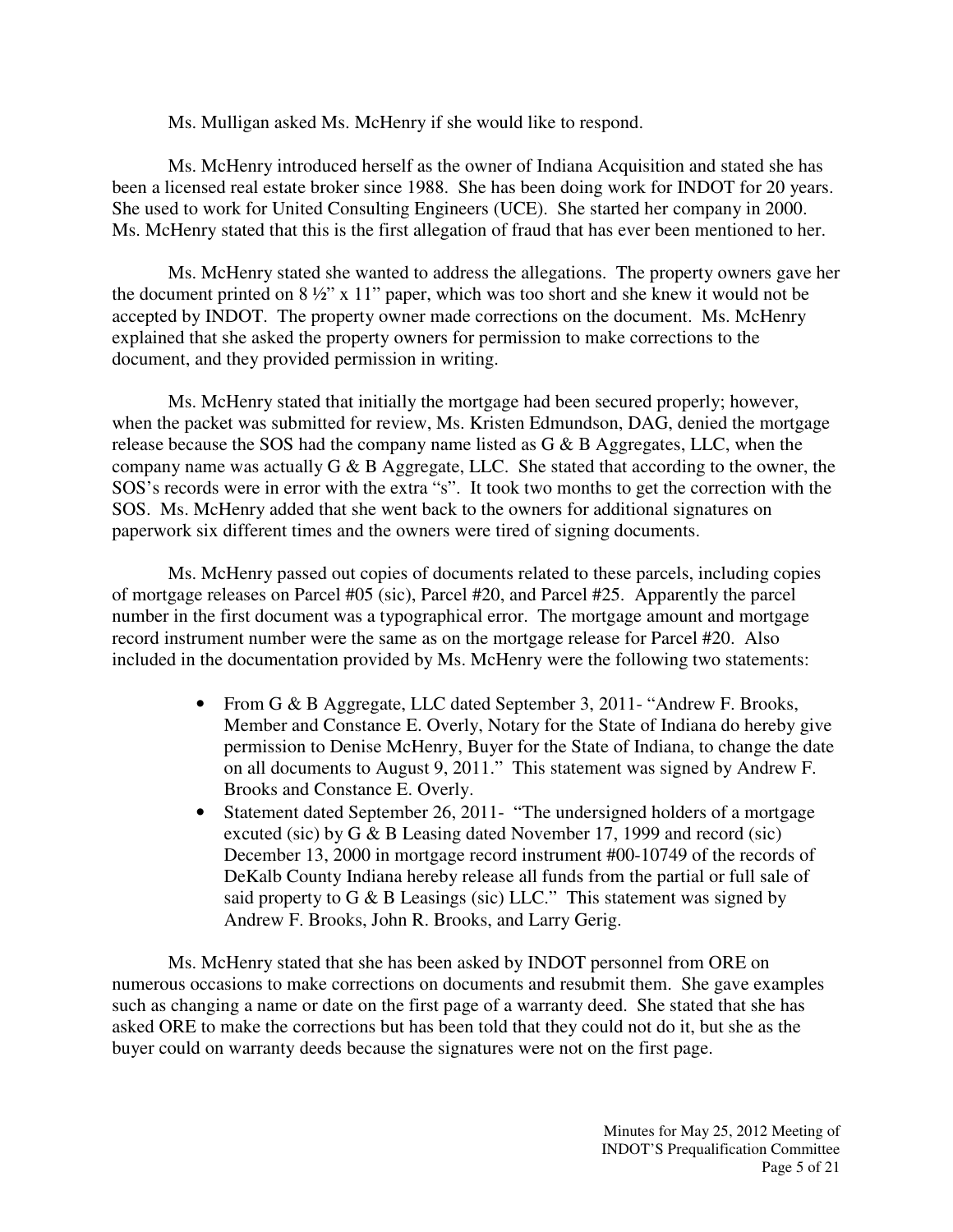Ms. Mulligan asked Ms. McHenry if she would like to respond.

Ms. McHenry introduced herself as the owner of Indiana Acquisition and stated she has been a licensed real estate broker since 1988. She has been doing work for INDOT for 20 years. She used to work for United Consulting Engineers (UCE). She started her company in 2000. Ms. McHenry stated that this is the first allegation of fraud that has ever been mentioned to her.

Ms. McHenry stated she wanted to address the allegations. The property owners gave her the document printed on 8 ½" x 11" paper, which was too short and she knew it would not be accepted by INDOT. The property owner made corrections on the document. Ms. McHenry explained that she asked the property owners for permission to make corrections to the document, and they provided permission in writing.

Ms. McHenry stated that initially the mortgage had been secured properly; however, when the packet was submitted for review, Ms. Kristen Edmundson, DAG, denied the mortgage release because the SOS had the company name listed as G & B Aggregates, LLC, when the company name was actually G & B Aggregate, LLC. She stated that according to the owner, the SOS's records were in error with the extra "s". It took two months to get the correction with the SOS. Ms. McHenry added that she went back to the owners for additional signatures on paperwork six different times and the owners were tired of signing documents.

Ms. McHenry passed out copies of documents related to these parcels, including copies of mortgage releases on Parcel #05 (sic), Parcel #20, and Parcel #25. Apparently the parcel number in the first document was a typographical error. The mortgage amount and mortgage record instrument number were the same as on the mortgage release for Parcel #20. Also included in the documentation provided by Ms. McHenry were the following two statements:

- From G & B Aggregate, LLC dated September 3, 2011- "Andrew F. Brooks, Member and Constance E. Overly, Notary for the State of Indiana do hereby give permission to Denise McHenry, Buyer for the State of Indiana, to change the date on all documents to August 9, 2011." This statement was signed by Andrew F. Brooks and Constance E. Overly.
- Statement dated September 26, 2011- "The undersigned holders of a mortgage excuted (sic) by G & B Leasing dated November 17, 1999 and record (sic) December 13, 2000 in mortgage record instrument #00-10749 of the records of DeKalb County Indiana hereby release all funds from the partial or full sale of said property to G & B Leasings (sic) LLC." This statement was signed by Andrew F. Brooks, John R. Brooks, and Larry Gerig.

Ms. McHenry stated that she has been asked by INDOT personnel from ORE on numerous occasions to make corrections on documents and resubmit them. She gave examples such as changing a name or date on the first page of a warranty deed. She stated that she has asked ORE to make the corrections but has been told that they could not do it, but she as the buyer could on warranty deeds because the signatures were not on the first page.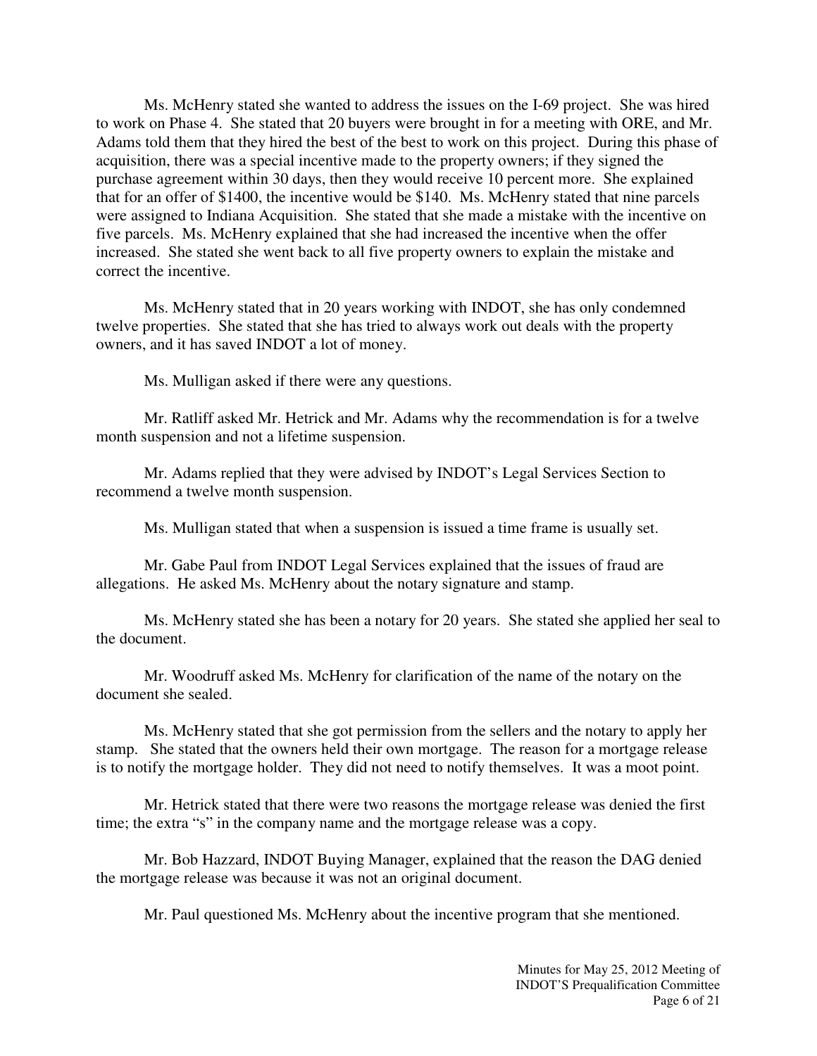Ms. McHenry stated she wanted to address the issues on the I-69 project. She was hired to work on Phase 4. She stated that 20 buyers were brought in for a meeting with ORE, and Mr. Adams told them that they hired the best of the best to work on this project. During this phase of acquisition, there was a special incentive made to the property owners; if they signed the purchase agreement within 30 days, then they would receive 10 percent more. She explained that for an offer of $1400, the incentive would be $140. Ms. McHenry stated that nine parcels were assigned to Indiana Acquisition. She stated that she made a mistake with the incentive on five parcels. Ms. McHenry explained that she had increased the incentive when the offer increased. She stated she went back to all five property owners to explain the mistake and correct the incentive.

Ms. McHenry stated that in 20 years working with INDOT, she has only condemned twelve properties. She stated that she has tried to always work out deals with the property owners, and it has saved INDOT a lot of money.

Ms. Mulligan asked if there were any questions.

Mr. Ratliff asked Mr. Hetrick and Mr. Adams why the recommendation is for a twelve month suspension and not a lifetime suspension.

Mr. Adams replied that they were advised by INDOT's Legal Services Section to recommend a twelve month suspension.

Ms. Mulligan stated that when a suspension is issued a time frame is usually set.

Mr. Gabe Paul from INDOT Legal Services explained that the issues of fraud are allegations. He asked Ms. McHenry about the notary signature and stamp.

Ms. McHenry stated she has been a notary for 20 years. She stated she applied her seal to the document.

Mr. Woodruff asked Ms. McHenry for clarification of the name of the notary on the document she sealed.

Ms. McHenry stated that she got permission from the sellers and the notary to apply her stamp. She stated that the owners held their own mortgage. The reason for a mortgage release is to notify the mortgage holder. They did not need to notify themselves. It was a moot point.

Mr. Hetrick stated that there were two reasons the mortgage release was denied the first time; the extra "s" in the company name and the mortgage release was a copy.

Mr. Bob Hazzard, INDOT Buying Manager, explained that the reason the DAG denied the mortgage release was because it was not an original document.

Mr. Paul questioned Ms. McHenry about the incentive program that she mentioned.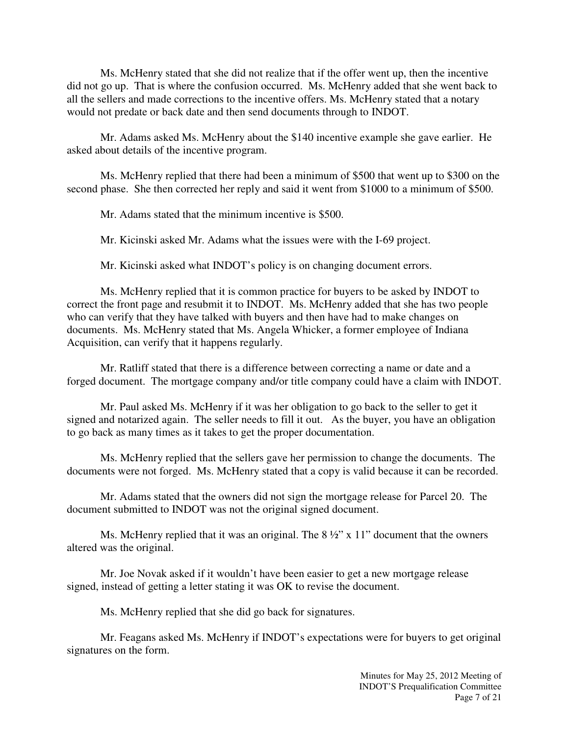Ms. McHenry stated that she did not realize that if the offer went up, then the incentive did not go up. That is where the confusion occurred. Ms. McHenry added that she went back to all the sellers and made corrections to the incentive offers. Ms. McHenry stated that a notary would not predate or back date and then send documents through to INDOT.

Mr. Adams asked Ms. McHenry about the $140 incentive example she gave earlier. He asked about details of the incentive program.

Ms. McHenry replied that there had been a minimum of $500 that went up to $300 on the second phase. She then corrected her reply and said it went from $1000 to a minimum of $500.

Mr. Adams stated that the minimum incentive is $500.

Mr. Kicinski asked Mr. Adams what the issues were with the I-69 project.

Mr. Kicinski asked what INDOT's policy is on changing document errors.

Ms. McHenry replied that it is common practice for buyers to be asked by INDOT to correct the front page and resubmit it to INDOT. Ms. McHenry added that she has two people who can verify that they have talked with buyers and then have had to make changes on documents. Ms. McHenry stated that Ms. Angela Whicker, a former employee of Indiana Acquisition, can verify that it happens regularly.

Mr. Ratliff stated that there is a difference between correcting a name or date and a forged document. The mortgage company and/or title company could have a claim with INDOT.

Mr. Paul asked Ms. McHenry if it was her obligation to go back to the seller to get it signed and notarized again. The seller needs to fill it out. As the buyer, you have an obligation to go back as many times as it takes to get the proper documentation.

Ms. McHenry replied that the sellers gave her permission to change the documents. The documents were not forged. Ms. McHenry stated that a copy is valid because it can be recorded.

Mr. Adams stated that the owners did not sign the mortgage release for Parcel 20. The document submitted to INDOT was not the original signed document.

Ms. McHenry replied that it was an original. The 8 ½" x 11" document that the owners altered was the original.

Mr. Joe Novak asked if it wouldn't have been easier to get a new mortgage release signed, instead of getting a letter stating it was OK to revise the document.

Ms. McHenry replied that she did go back for signatures.

Mr. Feagans asked Ms. McHenry if INDOT's expectations were for buyers to get original signatures on the form.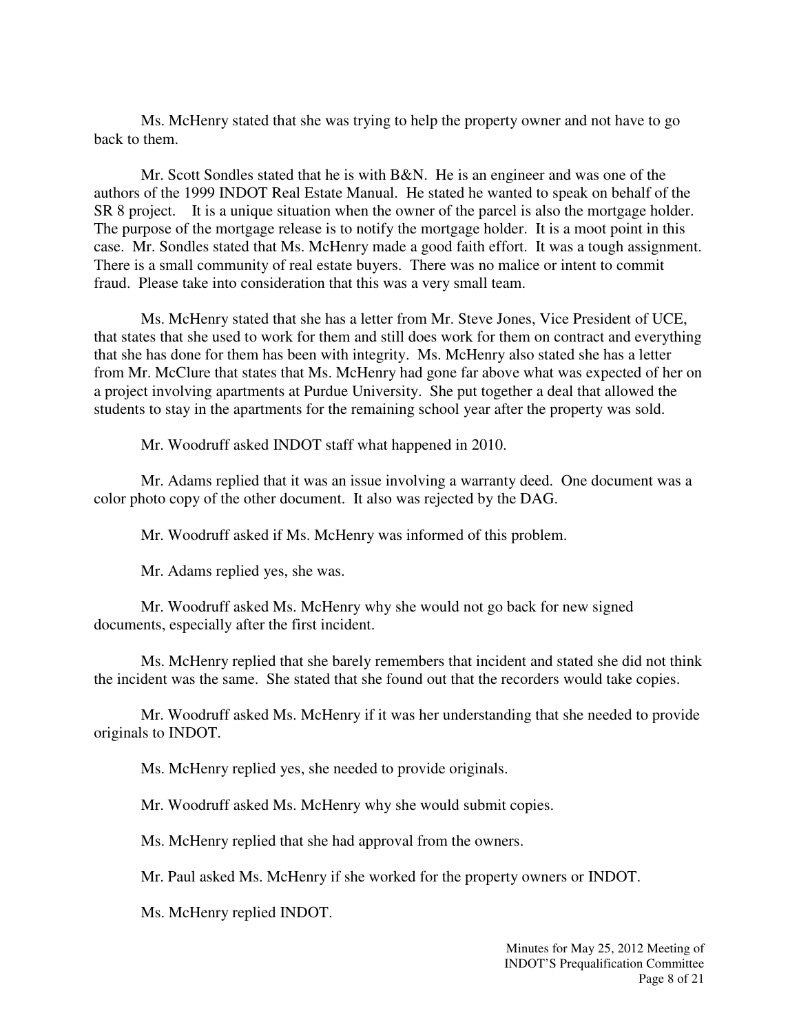Ms. McHenry stated that she was trying to help the property owner and not have to go back to them.

Mr. Scott Sondles stated that he is with B&N. He is an engineer and was one of the authors of the 1999 INDOT Real Estate Manual. He stated he wanted to speak on behalf of the SR 8 project. It is a unique situation when the owner of the parcel is also the mortgage holder. The purpose of the mortgage release is to notify the mortgage holder. It is a moot point in this case. Mr. Sondles stated that Ms. McHenry made a good faith effort. It was a tough assignment. There is a small community of real estate buyers. There was no malice or intent to commit fraud. Please take into consideration that this was a very small team.

Ms. McHenry stated that she has a letter from Mr. Steve Jones, Vice President of UCE, that states that she used to work for them and still does work for them on contract and everything that she has done for them has been with integrity. Ms. McHenry also stated she has a letter from Mr. McClure that states that Ms. McHenry had gone far above what was expected of her on a project involving apartments at Purdue University. She put together a deal that allowed the students to stay in the apartments for the remaining school year after the property was sold.

Mr. Woodruff asked INDOT staff what happened in 2010.

Mr. Adams replied that it was an issue involving a warranty deed. One document was a color photo copy of the other document. It also was rejected by the DAG.

Mr. Woodruff asked if Ms. McHenry was informed of this problem.

Mr. Adams replied yes, she was.

Mr. Woodruff asked Ms. McHenry why she would not go back for new signed documents, especially after the first incident.

Ms. McHenry replied that she barely remembers that incident and stated she did not think the incident was the same. She stated that she found out that the recorders would take copies.

Mr. Woodruff asked Ms. McHenry if it was her understanding that she needed to provide originals to INDOT.

Ms. McHenry replied yes, she needed to provide originals.

Mr. Woodruff asked Ms. McHenry why she would submit copies.

Ms. McHenry replied that she had approval from the owners.

Mr. Paul asked Ms. McHenry if she worked for the property owners or INDOT.

Ms. McHenry replied INDOT.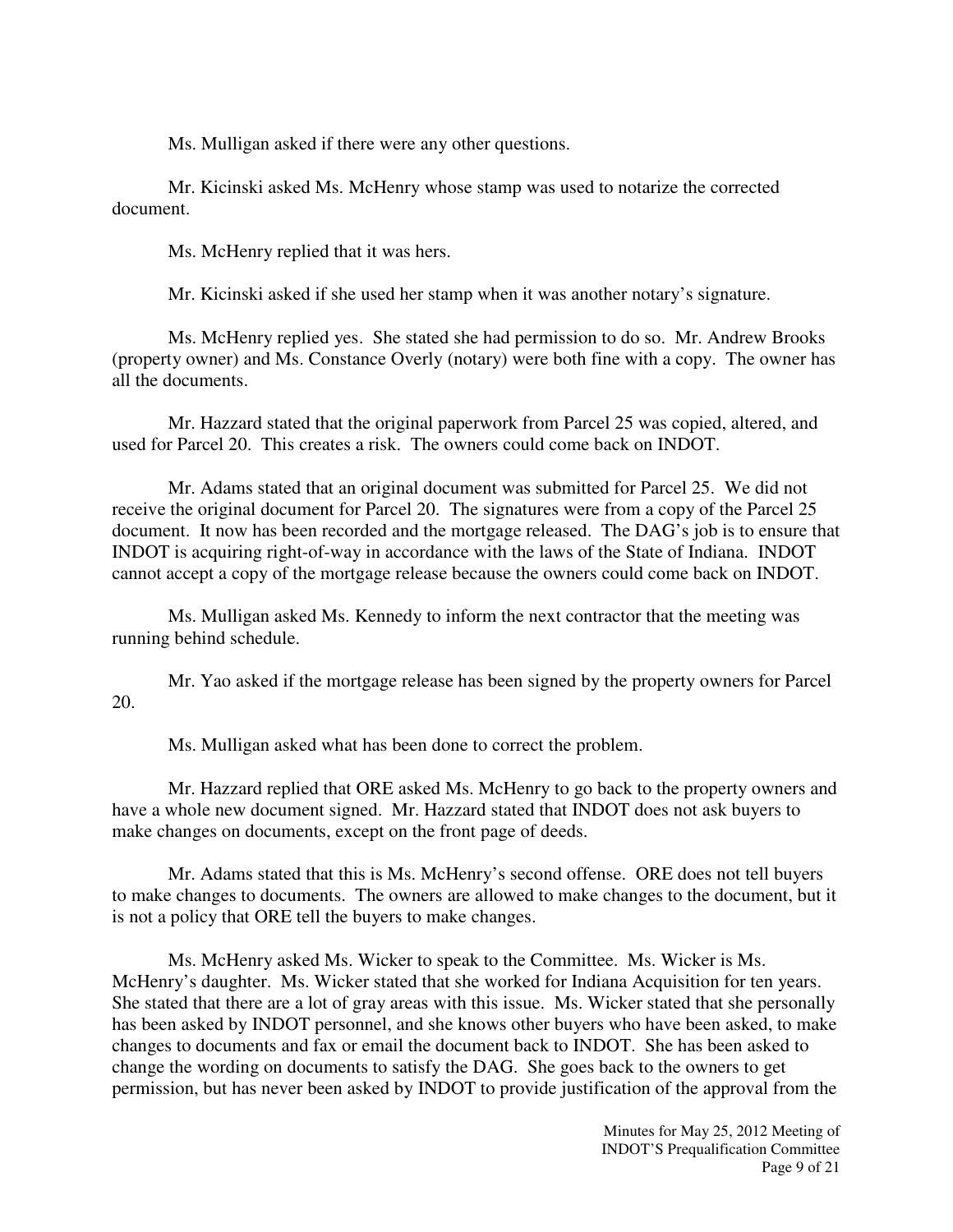Ms. Mulligan asked if there were any other questions.

Mr. Kicinski asked Ms. McHenry whose stamp was used to notarize the corrected document.

Ms. McHenry replied that it was hers.

Mr. Kicinski asked if she used her stamp when it was another notary's signature.

Ms. McHenry replied yes. She stated she had permission to do so. Mr. Andrew Brooks (property owner) and Ms. Constance Overly (notary) were both fine with a copy. The owner has all the documents.

Mr. Hazzard stated that the original paperwork from Parcel 25 was copied, altered, and used for Parcel 20. This creates a risk. The owners could come back on INDOT.

Mr. Adams stated that an original document was submitted for Parcel 25. We did not receive the original document for Parcel 20. The signatures were from a copy of the Parcel 25 document. It now has been recorded and the mortgage released. The DAG's job is to ensure that INDOT is acquiring right-of-way in accordance with the laws of the State of Indiana. INDOT cannot accept a copy of the mortgage release because the owners could come back on INDOT.

Ms. Mulligan asked Ms. Kennedy to inform the next contractor that the meeting was running behind schedule.

Mr. Yao asked if the mortgage release has been signed by the property owners for Parcel 20.

Ms. Mulligan asked what has been done to correct the problem.

Mr. Hazzard replied that ORE asked Ms. McHenry to go back to the property owners and have a whole new document signed. Mr. Hazzard stated that INDOT does not ask buyers to make changes on documents, except on the front page of deeds.

Mr. Adams stated that this is Ms. McHenry's second offense. ORE does not tell buyers to make changes to documents. The owners are allowed to make changes to the document, but it is not a policy that ORE tell the buyers to make changes.

Ms. McHenry asked Ms. Wicker to speak to the Committee. Ms. Wicker is Ms. McHenry's daughter. Ms. Wicker stated that she worked for Indiana Acquisition for ten years. She stated that there are a lot of gray areas with this issue. Ms. Wicker stated that she personally has been asked by INDOT personnel, and she knows other buyers who have been asked, to make changes to documents and fax or email the document back to INDOT. She has been asked to change the wording on documents to satisfy the DAG. She goes back to the owners to get permission, but has never been asked by INDOT to provide justification of the approval from the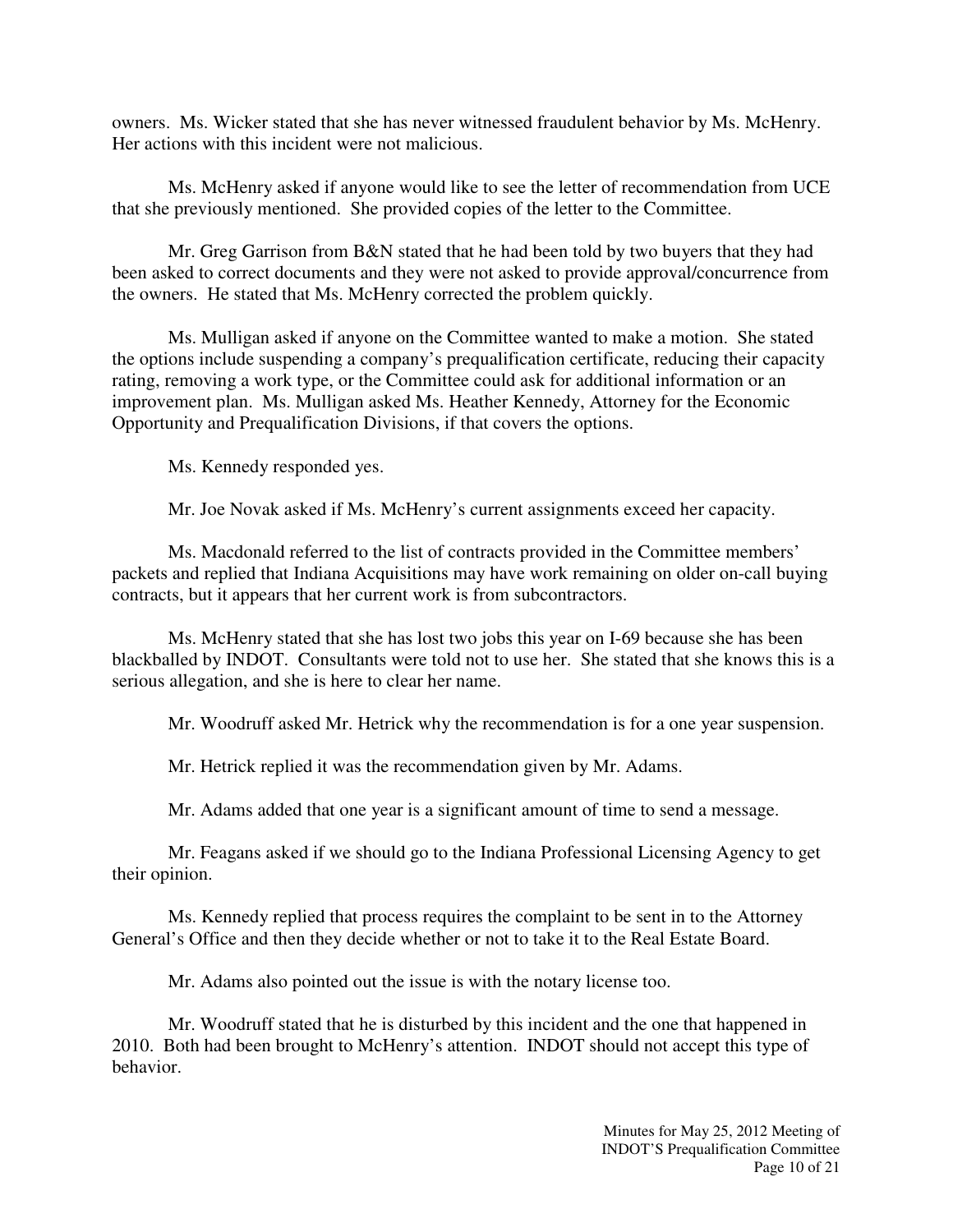owners. Ms. Wicker stated that she has never witnessed fraudulent behavior by Ms. McHenry. Her actions with this incident were not malicious.

Ms. McHenry asked if anyone would like to see the letter of recommendation from UCE that she previously mentioned. She provided copies of the letter to the Committee.

Mr. Greg Garrison from B&N stated that he had been told by two buyers that they had been asked to correct documents and they were not asked to provide approval/concurrence from the owners. He stated that Ms. McHenry corrected the problem quickly.

Ms. Mulligan asked if anyone on the Committee wanted to make a motion. She stated the options include suspending a company's prequalification certificate, reducing their capacity rating, removing a work type, or the Committee could ask for additional information or an improvement plan. Ms. Mulligan asked Ms. Heather Kennedy, Attorney for the Economic Opportunity and Prequalification Divisions, if that covers the options.

Ms. Kennedy responded yes.

Mr. Joe Novak asked if Ms. McHenry's current assignments exceed her capacity.

Ms. Macdonald referred to the list of contracts provided in the Committee members' packets and replied that Indiana Acquisitions may have work remaining on older on-call buying contracts, but it appears that her current work is from subcontractors.

Ms. McHenry stated that she has lost two jobs this year on I-69 because she has been blackballed by INDOT. Consultants were told not to use her. She stated that she knows this is a serious allegation, and she is here to clear her name.

Mr. Woodruff asked Mr. Hetrick why the recommendation is for a one year suspension.

Mr. Hetrick replied it was the recommendation given by Mr. Adams.

Mr. Adams added that one year is a significant amount of time to send a message.

Mr. Feagans asked if we should go to the Indiana Professional Licensing Agency to get their opinion.

Ms. Kennedy replied that process requires the complaint to be sent in to the Attorney General's Office and then they decide whether or not to take it to the Real Estate Board.

Mr. Adams also pointed out the issue is with the notary license too.

Mr. Woodruff stated that he is disturbed by this incident and the one that happened in 2010. Both had been brought to McHenry's attention. INDOT should not accept this type of behavior.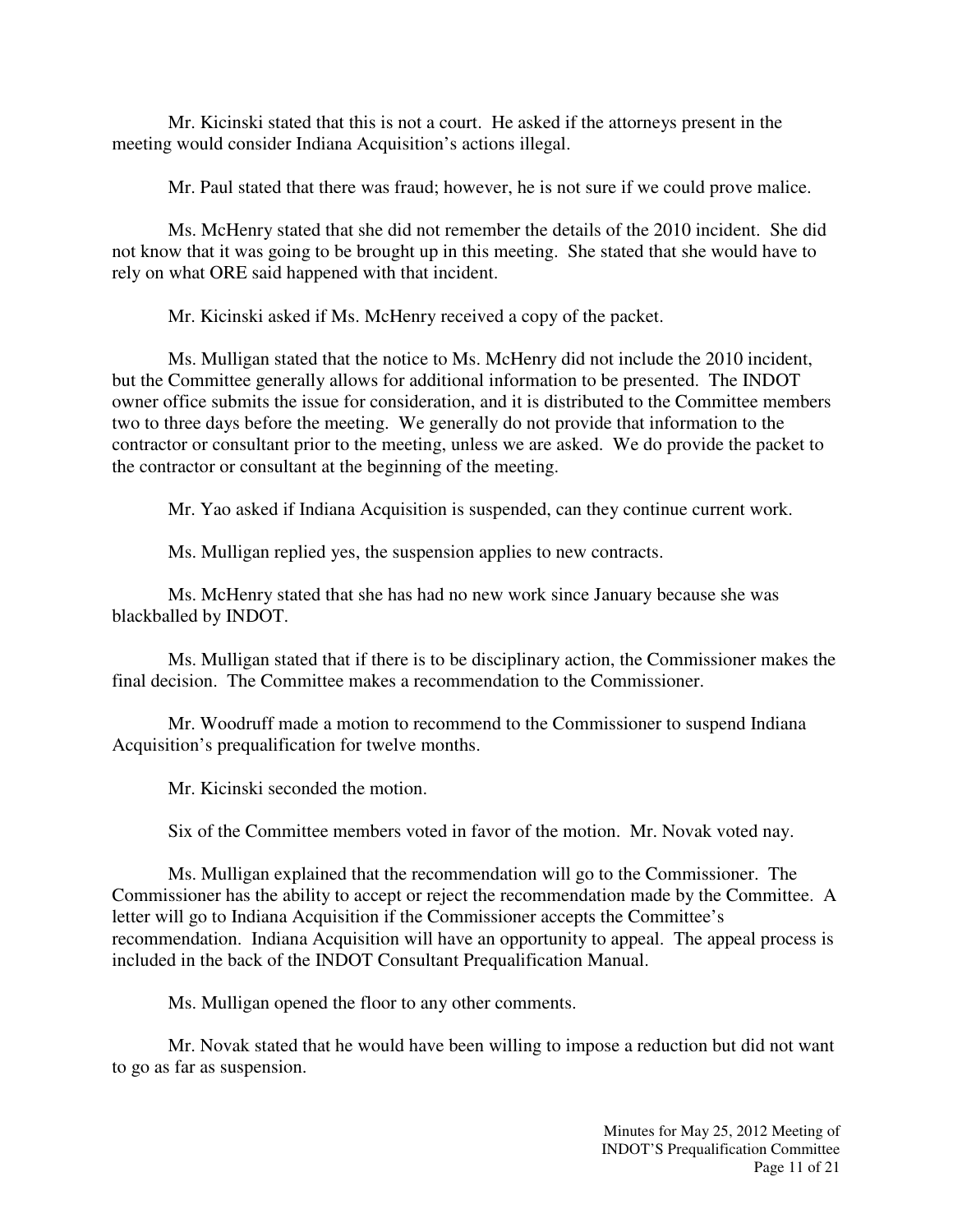Mr. Kicinski stated that this is not a court. He asked if the attorneys present in the meeting would consider Indiana Acquisition's actions illegal.

Mr. Paul stated that there was fraud; however, he is not sure if we could prove malice.

Ms. McHenry stated that she did not remember the details of the 2010 incident. She did not know that it was going to be brought up in this meeting. She stated that she would have to rely on what ORE said happened with that incident.

Mr. Kicinski asked if Ms. McHenry received a copy of the packet.

Ms. Mulligan stated that the notice to Ms. McHenry did not include the 2010 incident, but the Committee generally allows for additional information to be presented. The INDOT owner office submits the issue for consideration, and it is distributed to the Committee members two to three days before the meeting. We generally do not provide that information to the contractor or consultant prior to the meeting, unless we are asked. We do provide the packet to the contractor or consultant at the beginning of the meeting.

Mr. Yao asked if Indiana Acquisition is suspended, can they continue current work.

Ms. Mulligan replied yes, the suspension applies to new contracts.

Ms. McHenry stated that she has had no new work since January because she was blackballed by INDOT.

Ms. Mulligan stated that if there is to be disciplinary action, the Commissioner makes the final decision. The Committee makes a recommendation to the Commissioner.

Mr. Woodruff made a motion to recommend to the Commissioner to suspend Indiana Acquisition's prequalification for twelve months.

Mr. Kicinski seconded the motion.

Six of the Committee members voted in favor of the motion. Mr. Novak voted nay.

Ms. Mulligan explained that the recommendation will go to the Commissioner. The Commissioner has the ability to accept or reject the recommendation made by the Committee. A letter will go to Indiana Acquisition if the Commissioner accepts the Committee's recommendation. Indiana Acquisition will have an opportunity to appeal. The appeal process is included in the back of the INDOT Consultant Prequalification Manual.

Ms. Mulligan opened the floor to any other comments.

Mr. Novak stated that he would have been willing to impose a reduction but did not want to go as far as suspension.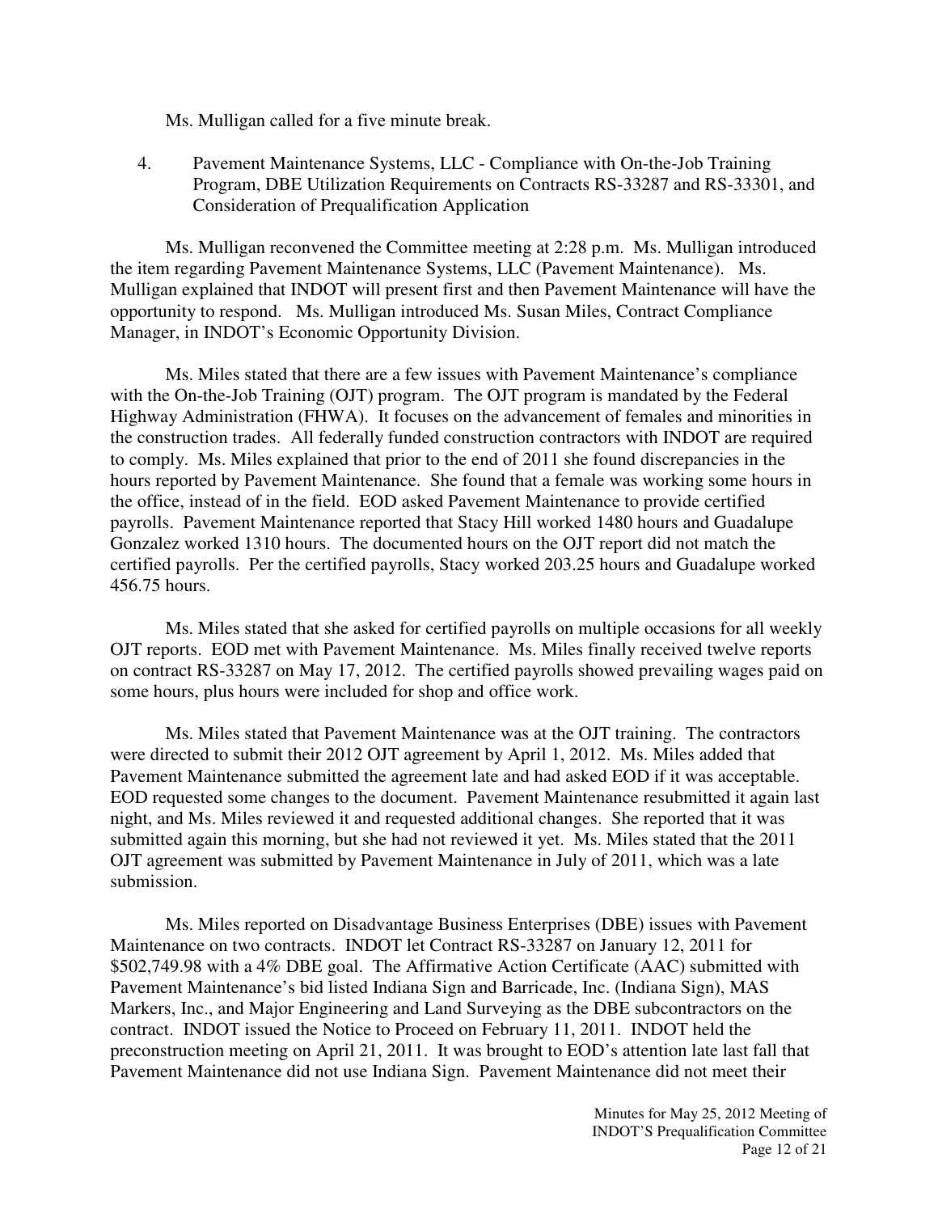Ms. Mulligan called for a five minute break.

4. Pavement Maintenance Systems, LLC - Compliance with On-the-Job Training Program, DBE Utilization Requirements on Contracts RS-33287 and RS-33301, and Consideration of Prequalification Application

Ms. Mulligan reconvened the Committee meeting at 2:28 p.m. Ms. Mulligan introduced the item regarding Pavement Maintenance Systems, LLC (Pavement Maintenance). Ms. Mulligan explained that INDOT will present first and then Pavement Maintenance will have the opportunity to respond. Ms. Mulligan introduced Ms. Susan Miles, Contract Compliance Manager, in INDOT's Economic Opportunity Division.

Ms. Miles stated that there are a few issues with Pavement Maintenance's compliance with the On-the-Job Training (OJT) program. The OJT program is mandated by the Federal Highway Administration (FHWA). It focuses on the advancement of females and minorities in the construction trades. All federally funded construction contractors with INDOT are required to comply. Ms. Miles explained that prior to the end of 2011 she found discrepancies in the hours reported by Pavement Maintenance. She found that a female was working some hours in the office, instead of in the field. EOD asked Pavement Maintenance to provide certified payrolls. Pavement Maintenance reported that Stacy Hill worked 1480 hours and Guadalupe Gonzalez worked 1310 hours. The documented hours on the OJT report did not match the certified payrolls. Per the certified payrolls, Stacy worked 203.25 hours and Guadalupe worked 456.75 hours.

Ms. Miles stated that she asked for certified payrolls on multiple occasions for all weekly OJT reports. EOD met with Pavement Maintenance. Ms. Miles finally received twelve reports on contract RS-33287 on May 17, 2012. The certified payrolls showed prevailing wages paid on some hours, plus hours were included for shop and office work.

Ms. Miles stated that Pavement Maintenance was at the OJT training. The contractors were directed to submit their 2012 OJT agreement by April 1, 2012. Ms. Miles added that Pavement Maintenance submitted the agreement late and had asked EOD if it was acceptable. EOD requested some changes to the document. Pavement Maintenance resubmitted it again last night, and Ms. Miles reviewed it and requested additional changes. She reported that it was submitted again this morning, but she had not reviewed it yet. Ms. Miles stated that the 2011 OJT agreement was submitted by Pavement Maintenance in July of 2011, which was a late submission.

Ms. Miles reported on Disadvantage Business Enterprises (DBE) issues with Pavement Maintenance on two contracts. INDOT let Contract RS-33287 on January 12, 2011 for $502,749.98 with a 4% DBE goal. The Affirmative Action Certificate (AAC) submitted with Pavement Maintenance's bid listed Indiana Sign and Barricade, Inc. (Indiana Sign), MAS Markers, Inc., and Major Engineering and Land Surveying as the DBE subcontractors on the contract. INDOT issued the Notice to Proceed on February 11, 2011. INDOT held the preconstruction meeting on April 21, 2011. It was brought to EOD's attention late last fall that Pavement Maintenance did not use Indiana Sign. Pavement Maintenance did not meet their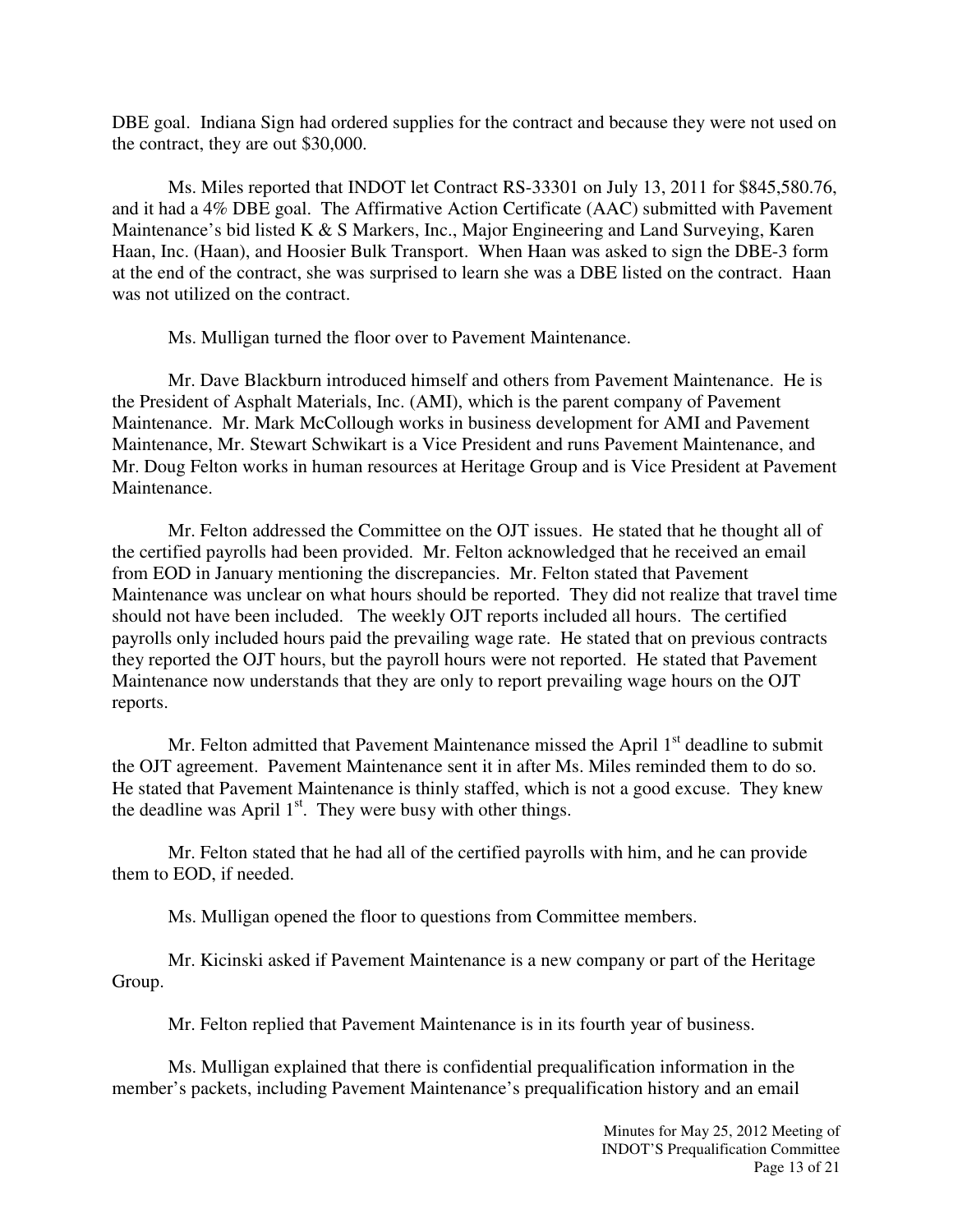DBE goal. Indiana Sign had ordered supplies for the contract and because they were not used on the contract, they are out $30,000.

Ms. Miles reported that INDOT let Contract RS-33301 on July 13, 2011 for $845,580.76, and it had a 4% DBE goal. The Affirmative Action Certificate (AAC) submitted with Pavement Maintenance's bid listed K & S Markers, Inc., Major Engineering and Land Surveying, Karen Haan, Inc. (Haan), and Hoosier Bulk Transport. When Haan was asked to sign the DBE-3 form at the end of the contract, she was surprised to learn she was a DBE listed on the contract. Haan was not utilized on the contract.

Ms. Mulligan turned the floor over to Pavement Maintenance.

Mr. Dave Blackburn introduced himself and others from Pavement Maintenance. He is the President of Asphalt Materials, Inc. (AMI), which is the parent company of Pavement Maintenance. Mr. Mark McCollough works in business development for AMI and Pavement Maintenance, Mr. Stewart Schwikart is a Vice President and runs Pavement Maintenance, and Mr. Doug Felton works in human resources at Heritage Group and is Vice President at Pavement Maintenance.

Mr. Felton addressed the Committee on the OJT issues. He stated that he thought all of the certified payrolls had been provided. Mr. Felton acknowledged that he received an email from EOD in January mentioning the discrepancies. Mr. Felton stated that Pavement Maintenance was unclear on what hours should be reported. They did not realize that travel time should not have been included. The weekly OJT reports included all hours. The certified payrolls only included hours paid the prevailing wage rate. He stated that on previous contracts they reported the OJT hours, but the payroll hours were not reported. He stated that Pavement Maintenance now understands that they are only to report prevailing wage hours on the OJT reports.

Mr. Felton admitted that Pavement Maintenance missed the April 1st deadline to submit the OJT agreement. Pavement Maintenance sent it in after Ms. Miles reminded them to do so. He stated that Pavement Maintenance is thinly staffed, which is not a good excuse. They knew the deadline was April 1st. They were busy with other things.

Mr. Felton stated that he had all of the certified payrolls with him, and he can provide them to EOD, if needed.

Ms. Mulligan opened the floor to questions from Committee members.

Mr. Kicinski asked if Pavement Maintenance is a new company or part of the Heritage Group.

Mr. Felton replied that Pavement Maintenance is in its fourth year of business.

Ms. Mulligan explained that there is confidential prequalification information in the member's packets, including Pavement Maintenance's prequalification history and an email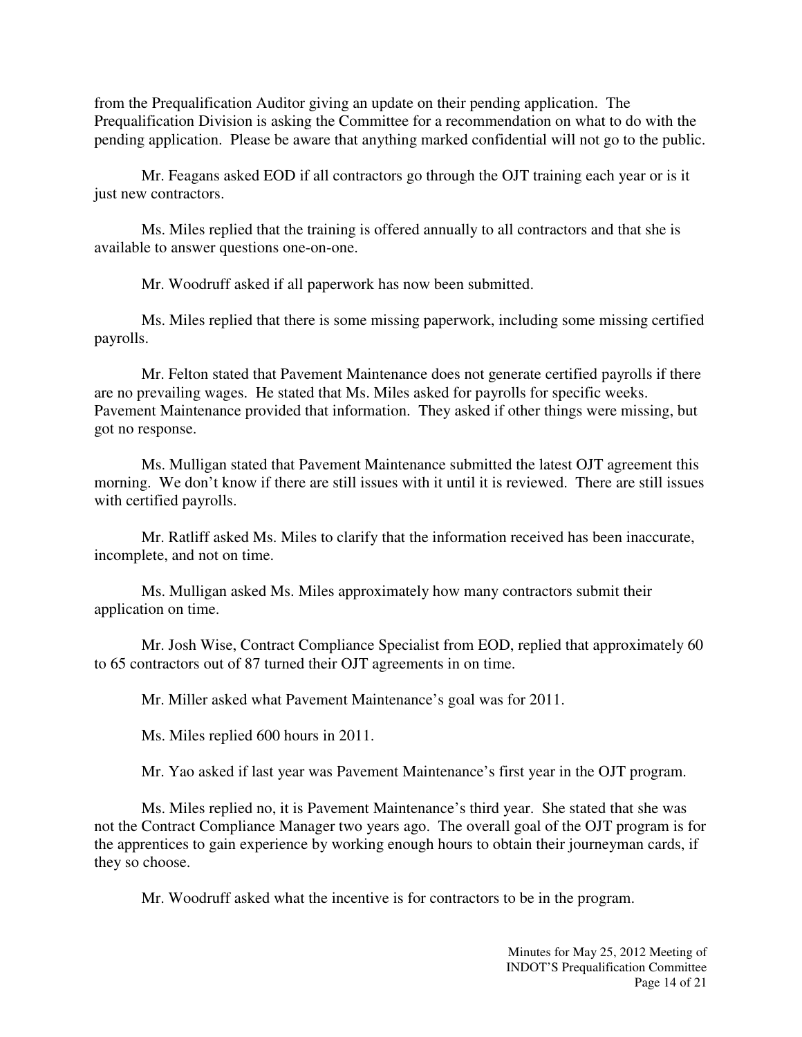from the Prequalification Auditor giving an update on their pending application. The Prequalification Division is asking the Committee for a recommendation on what to do with the pending application. Please be aware that anything marked confidential will not go to the public.

Mr. Feagans asked EOD if all contractors go through the OJT training each year or is it just new contractors.

Ms. Miles replied that the training is offered annually to all contractors and that she is available to answer questions one-on-one.

Mr. Woodruff asked if all paperwork has now been submitted.

Ms. Miles replied that there is some missing paperwork, including some missing certified payrolls.

Mr. Felton stated that Pavement Maintenance does not generate certified payrolls if there are no prevailing wages. He stated that Ms. Miles asked for payrolls for specific weeks. Pavement Maintenance provided that information. They asked if other things were missing, but got no response.

Ms. Mulligan stated that Pavement Maintenance submitted the latest OJT agreement this morning. We don't know if there are still issues with it until it is reviewed. There are still issues with certified payrolls.

Mr. Ratliff asked Ms. Miles to clarify that the information received has been inaccurate, incomplete, and not on time.

Ms. Mulligan asked Ms. Miles approximately how many contractors submit their application on time.

Mr. Josh Wise, Contract Compliance Specialist from EOD, replied that approximately 60 to 65 contractors out of 87 turned their OJT agreements in on time.

Mr. Miller asked what Pavement Maintenance's goal was for 2011.

Ms. Miles replied 600 hours in 2011.

Mr. Yao asked if last year was Pavement Maintenance's first year in the OJT program.

Ms. Miles replied no, it is Pavement Maintenance's third year. She stated that she was not the Contract Compliance Manager two years ago. The overall goal of the OJT program is for the apprentices to gain experience by working enough hours to obtain their journeyman cards, if they so choose.

Mr. Woodruff asked what the incentive is for contractors to be in the program.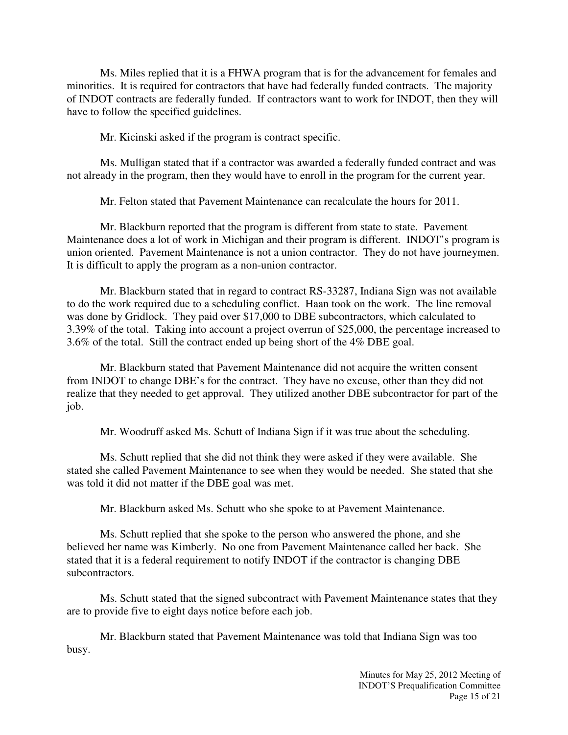Ms. Miles replied that it is a FHWA program that is for the advancement for females and minorities. It is required for contractors that have had federally funded contracts. The majority of INDOT contracts are federally funded. If contractors want to work for INDOT, then they will have to follow the specified guidelines.

Mr. Kicinski asked if the program is contract specific.

Ms. Mulligan stated that if a contractor was awarded a federally funded contract and was not already in the program, then they would have to enroll in the program for the current year.

Mr. Felton stated that Pavement Maintenance can recalculate the hours for 2011.

Mr. Blackburn reported that the program is different from state to state. Pavement Maintenance does a lot of work in Michigan and their program is different. INDOT's program is union oriented. Pavement Maintenance is not a union contractor. They do not have journeymen. It is difficult to apply the program as a non-union contractor.

Mr. Blackburn stated that in regard to contract RS-33287, Indiana Sign was not available to do the work required due to a scheduling conflict. Haan took on the work. The line removal was done by Gridlock. They paid over $17,000 to DBE subcontractors, which calculated to 3.39% of the total. Taking into account a project overrun of $25,000, the percentage increased to 3.6% of the total. Still the contract ended up being short of the 4% DBE goal.

Mr. Blackburn stated that Pavement Maintenance did not acquire the written consent from INDOT to change DBE's for the contract. They have no excuse, other than they did not realize that they needed to get approval. They utilized another DBE subcontractor for part of the job.

Mr. Woodruff asked Ms. Schutt of Indiana Sign if it was true about the scheduling.

Ms. Schutt replied that she did not think they were asked if they were available. She stated she called Pavement Maintenance to see when they would be needed. She stated that she was told it did not matter if the DBE goal was met.

Mr. Blackburn asked Ms. Schutt who she spoke to at Pavement Maintenance.

Ms. Schutt replied that she spoke to the person who answered the phone, and she believed her name was Kimberly. No one from Pavement Maintenance called her back. She stated that it is a federal requirement to notify INDOT if the contractor is changing DBE subcontractors.

Ms. Schutt stated that the signed subcontract with Pavement Maintenance states that they are to provide five to eight days notice before each job.

Mr. Blackburn stated that Pavement Maintenance was told that Indiana Sign was too busy.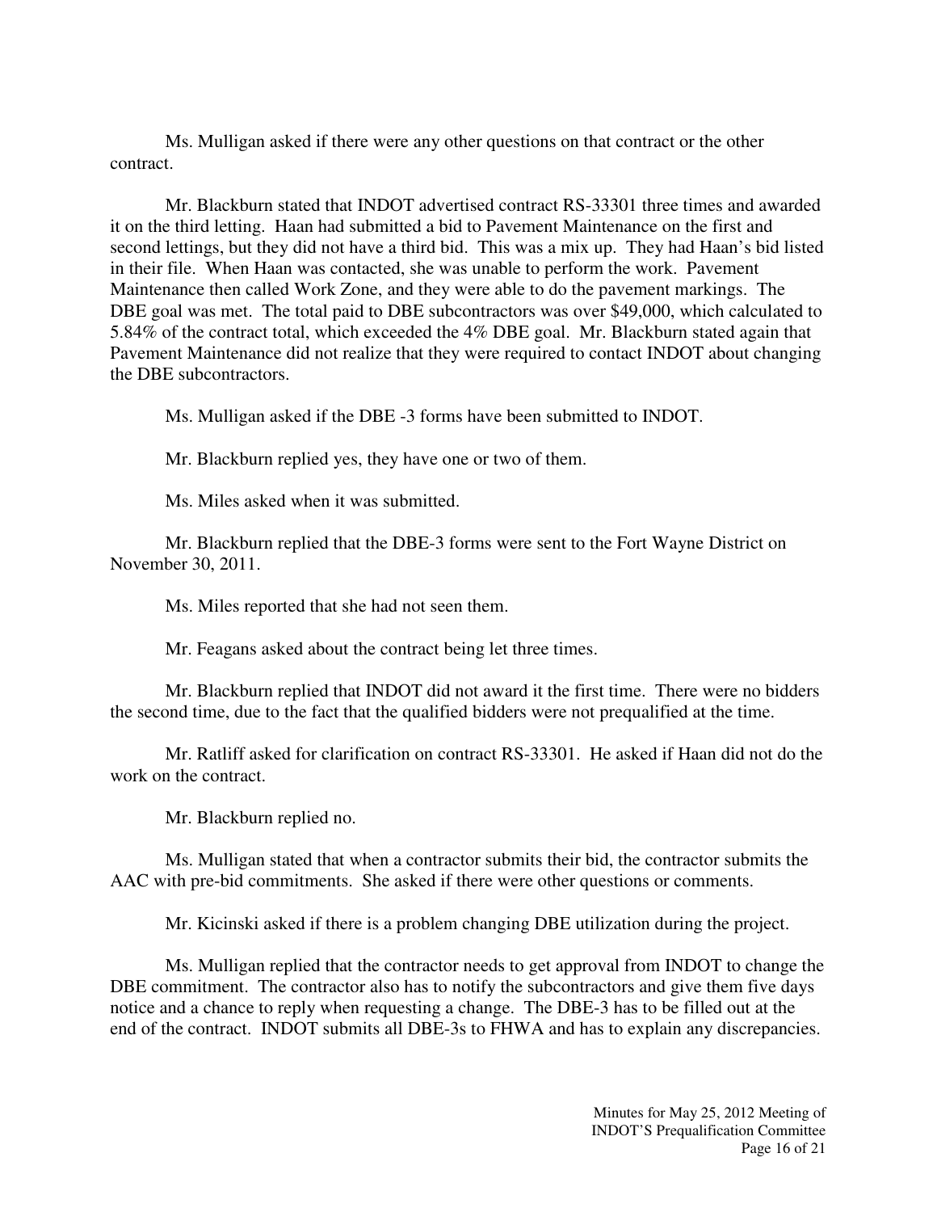Ms. Mulligan asked if there were any other questions on that contract or the other contract.

Mr. Blackburn stated that INDOT advertised contract RS-33301 three times and awarded it on the third letting. Haan had submitted a bid to Pavement Maintenance on the first and second lettings, but they did not have a third bid. This was a mix up. They had Haan's bid listed in their file. When Haan was contacted, she was unable to perform the work. Pavement Maintenance then called Work Zone, and they were able to do the pavement markings. The DBE goal was met. The total paid to DBE subcontractors was over $49,000, which calculated to 5.84% of the contract total, which exceeded the 4% DBE goal. Mr. Blackburn stated again that Pavement Maintenance did not realize that they were required to contact INDOT about changing the DBE subcontractors.

Ms. Mulligan asked if the DBE -3 forms have been submitted to INDOT.

Mr. Blackburn replied yes, they have one or two of them.

Ms. Miles asked when it was submitted.

Mr. Blackburn replied that the DBE-3 forms were sent to the Fort Wayne District on November 30, 2011.

Ms. Miles reported that she had not seen them.

Mr. Feagans asked about the contract being let three times.

Mr. Blackburn replied that INDOT did not award it the first time. There were no bidders the second time, due to the fact that the qualified bidders were not prequalified at the time.

Mr. Ratliff asked for clarification on contract RS-33301. He asked if Haan did not do the work on the contract.

Mr. Blackburn replied no.

Ms. Mulligan stated that when a contractor submits their bid, the contractor submits the AAC with pre-bid commitments. She asked if there were other questions or comments.

Mr. Kicinski asked if there is a problem changing DBE utilization during the project.

Ms. Mulligan replied that the contractor needs to get approval from INDOT to change the DBE commitment. The contractor also has to notify the subcontractors and give them five days notice and a chance to reply when requesting a change. The DBE-3 has to be filled out at the end of the contract. INDOT submits all DBE-3s to FHWA and has to explain any discrepancies.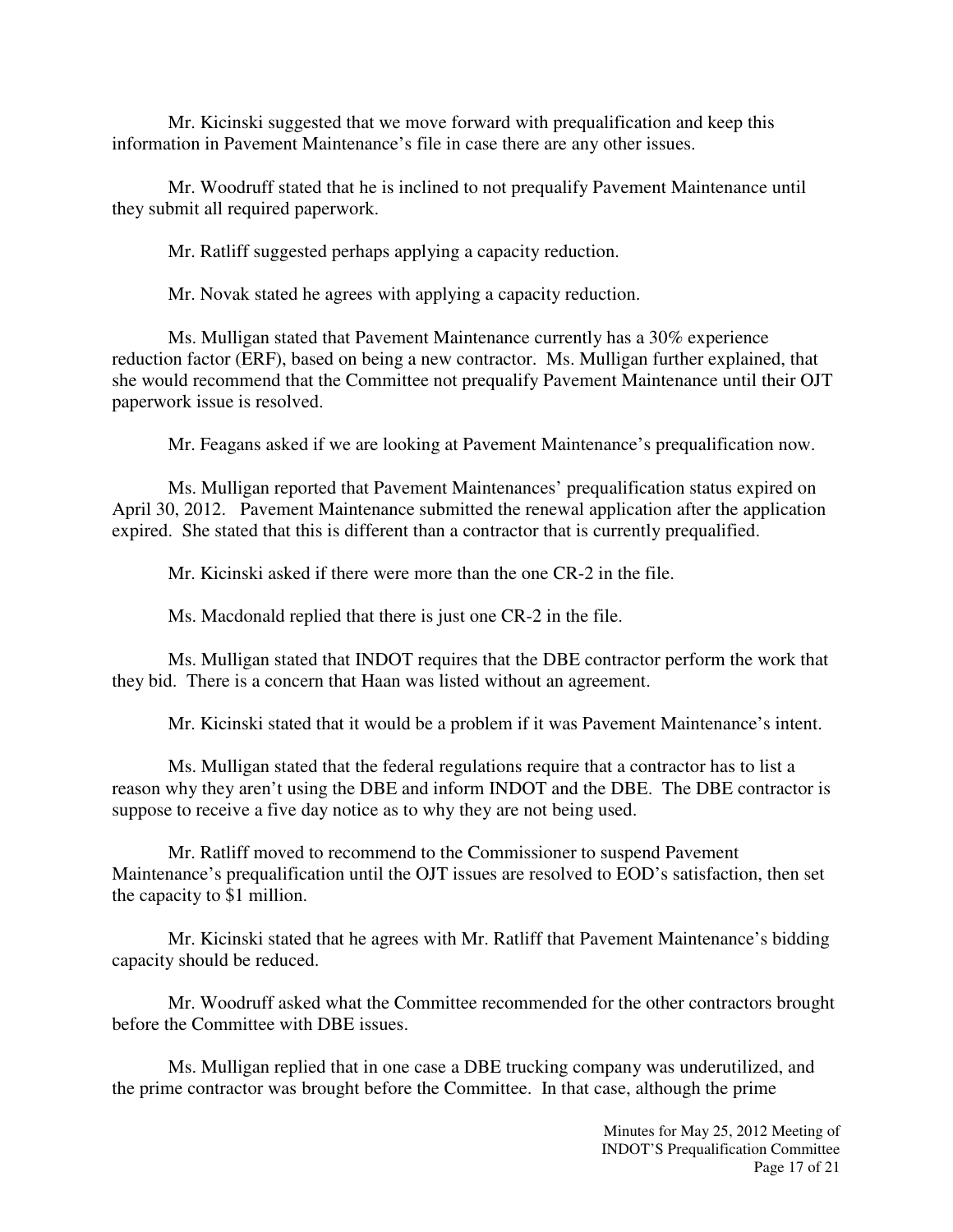Mr. Kicinski suggested that we move forward with prequalification and keep this information in Pavement Maintenance's file in case there are any other issues.

Mr. Woodruff stated that he is inclined to not prequalify Pavement Maintenance until they submit all required paperwork.

Mr. Ratliff suggested perhaps applying a capacity reduction.

Mr. Novak stated he agrees with applying a capacity reduction.

Ms. Mulligan stated that Pavement Maintenance currently has a 30% experience reduction factor (ERF), based on being a new contractor. Ms. Mulligan further explained, that she would recommend that the Committee not prequalify Pavement Maintenance until their OJT paperwork issue is resolved.

Mr. Feagans asked if we are looking at Pavement Maintenance's prequalification now.

Ms. Mulligan reported that Pavement Maintenances' prequalification status expired on April 30, 2012. Pavement Maintenance submitted the renewal application after the application expired. She stated that this is different than a contractor that is currently prequalified.

Mr. Kicinski asked if there were more than the one CR-2 in the file.

Ms. Macdonald replied that there is just one CR-2 in the file.

Ms. Mulligan stated that INDOT requires that the DBE contractor perform the work that they bid. There is a concern that Haan was listed without an agreement.

Mr. Kicinski stated that it would be a problem if it was Pavement Maintenance's intent.

Ms. Mulligan stated that the federal regulations require that a contractor has to list a reason why they aren't using the DBE and inform INDOT and the DBE. The DBE contractor is suppose to receive a five day notice as to why they are not being used.

Mr. Ratliff moved to recommend to the Commissioner to suspend Pavement Maintenance's prequalification until the OJT issues are resolved to EOD's satisfaction, then set the capacity to $1 million.

Mr. Kicinski stated that he agrees with Mr. Ratliff that Pavement Maintenance's bidding capacity should be reduced.

Mr. Woodruff asked what the Committee recommended for the other contractors brought before the Committee with DBE issues.

Ms. Mulligan replied that in one case a DBE trucking company was underutilized, and the prime contractor was brought before the Committee. In that case, although the prime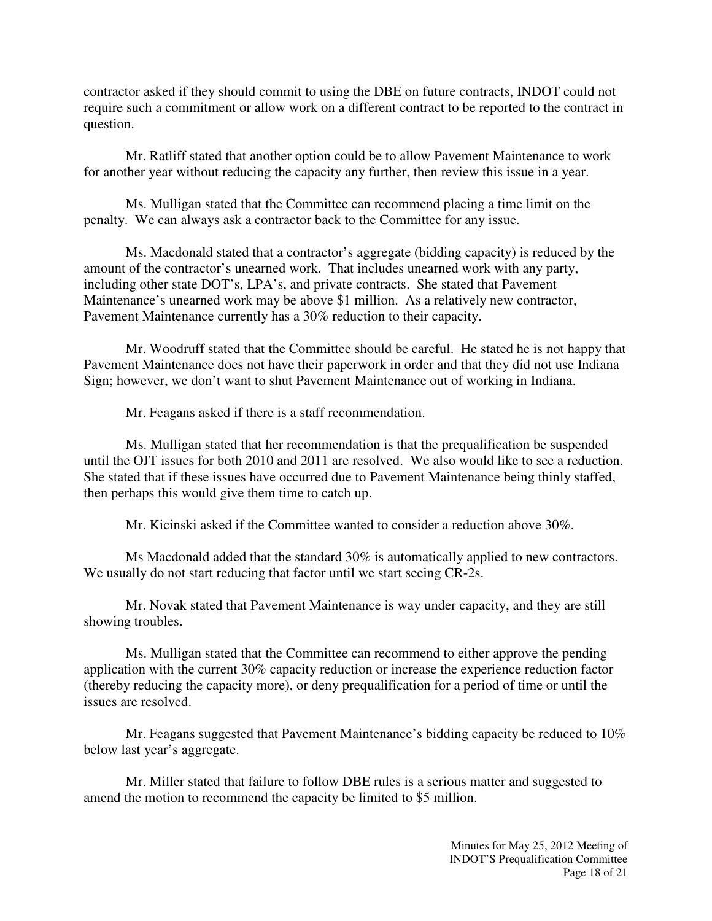contractor asked if they should commit to using the DBE on future contracts, INDOT could not require such a commitment or allow work on a different contract to be reported to the contract in question.

Mr. Ratliff stated that another option could be to allow Pavement Maintenance to work for another year without reducing the capacity any further, then review this issue in a year.

Ms. Mulligan stated that the Committee can recommend placing a time limit on the penalty. We can always ask a contractor back to the Committee for any issue.

Ms. Macdonald stated that a contractor's aggregate (bidding capacity) is reduced by the amount of the contractor's unearned work. That includes unearned work with any party, including other state DOT's, LPA's, and private contracts. She stated that Pavement Maintenance's unearned work may be above $1 million. As a relatively new contractor, Pavement Maintenance currently has a 30% reduction to their capacity.

Mr. Woodruff stated that the Committee should be careful. He stated he is not happy that Pavement Maintenance does not have their paperwork in order and that they did not use Indiana Sign; however, we don't want to shut Pavement Maintenance out of working in Indiana.

Mr. Feagans asked if there is a staff recommendation.

Ms. Mulligan stated that her recommendation is that the prequalification be suspended until the OJT issues for both 2010 and 2011 are resolved. We also would like to see a reduction. She stated that if these issues have occurred due to Pavement Maintenance being thinly staffed, then perhaps this would give them time to catch up.

Mr. Kicinski asked if the Committee wanted to consider a reduction above 30%.

Ms Macdonald added that the standard 30% is automatically applied to new contractors. We usually do not start reducing that factor until we start seeing CR-2s.

Mr. Novak stated that Pavement Maintenance is way under capacity, and they are still showing troubles.

Ms. Mulligan stated that the Committee can recommend to either approve the pending application with the current 30% capacity reduction or increase the experience reduction factor (thereby reducing the capacity more), or deny prequalification for a period of time or until the issues are resolved.

Mr. Feagans suggested that Pavement Maintenance's bidding capacity be reduced to 10% below last year's aggregate.

Mr. Miller stated that failure to follow DBE rules is a serious matter and suggested to amend the motion to recommend the capacity be limited to $5 million.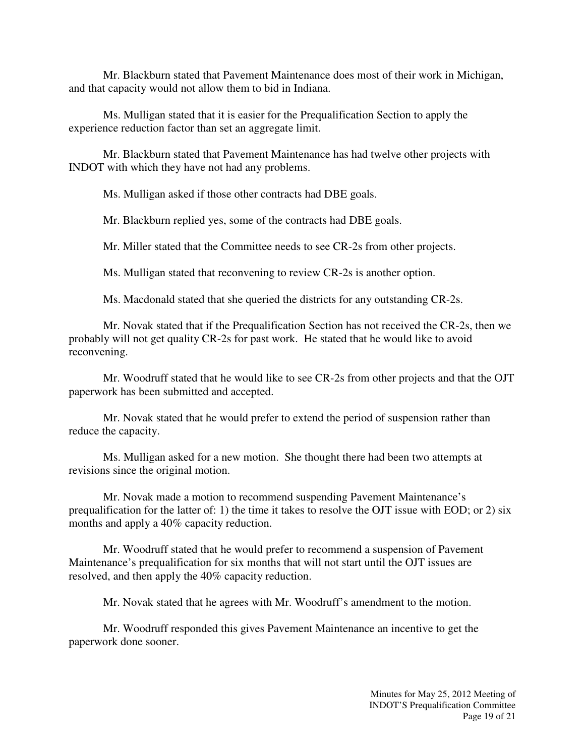Mr. Blackburn stated that Pavement Maintenance does most of their work in Michigan, and that capacity would not allow them to bid in Indiana.

Ms. Mulligan stated that it is easier for the Prequalification Section to apply the experience reduction factor than set an aggregate limit.

Mr. Blackburn stated that Pavement Maintenance has had twelve other projects with INDOT with which they have not had any problems.

Ms. Mulligan asked if those other contracts had DBE goals.

Mr. Blackburn replied yes, some of the contracts had DBE goals.

Mr. Miller stated that the Committee needs to see CR-2s from other projects.

Ms. Mulligan stated that reconvening to review CR-2s is another option.

Ms. Macdonald stated that she queried the districts for any outstanding CR-2s.

Mr. Novak stated that if the Prequalification Section has not received the CR-2s, then we probably will not get quality CR-2s for past work. He stated that he would like to avoid reconvening.

Mr. Woodruff stated that he would like to see CR-2s from other projects and that the OJT paperwork has been submitted and accepted.

Mr. Novak stated that he would prefer to extend the period of suspension rather than reduce the capacity.

Ms. Mulligan asked for a new motion. She thought there had been two attempts at revisions since the original motion.

Mr. Novak made a motion to recommend suspending Pavement Maintenance's prequalification for the latter of: 1) the time it takes to resolve the OJT issue with EOD; or 2) six months and apply a 40% capacity reduction.

Mr. Woodruff stated that he would prefer to recommend a suspension of Pavement Maintenance's prequalification for six months that will not start until the OJT issues are resolved, and then apply the 40% capacity reduction.

Mr. Novak stated that he agrees with Mr. Woodruff's amendment to the motion.

Mr. Woodruff responded this gives Pavement Maintenance an incentive to get the paperwork done sooner.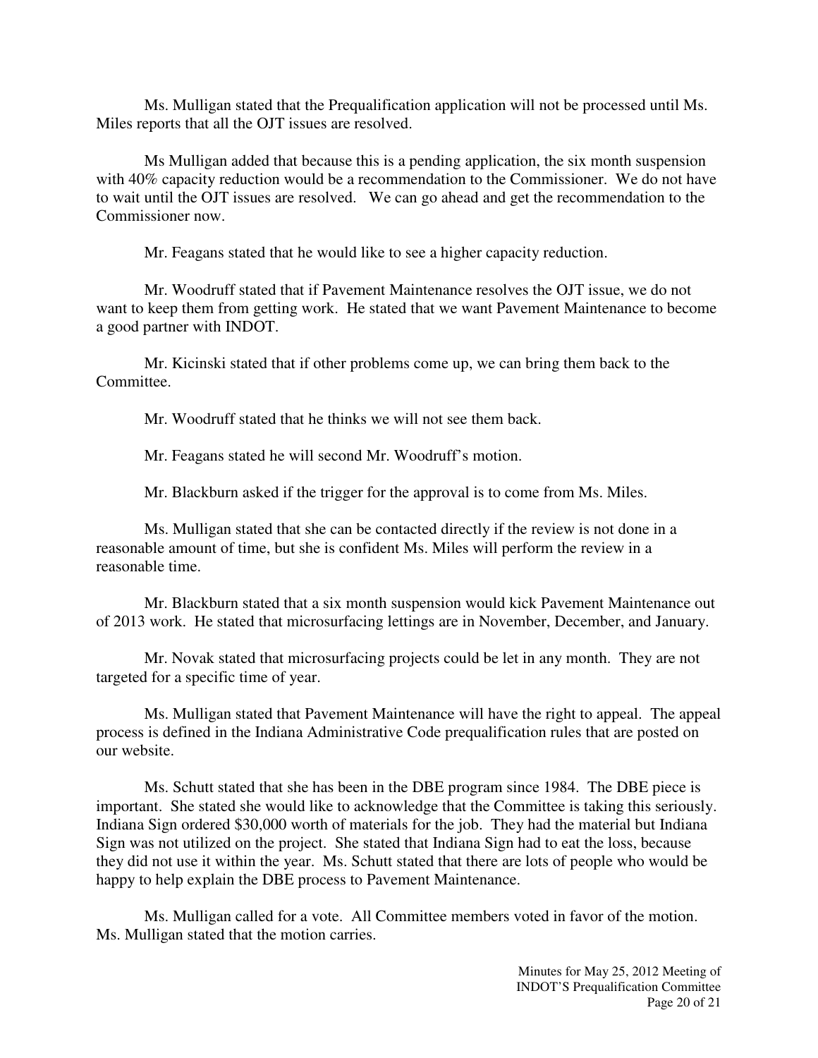Ms. Mulligan stated that the Prequalification application will not be processed until Ms. Miles reports that all the OJT issues are resolved.

Ms Mulligan added that because this is a pending application, the six month suspension with 40% capacity reduction would be a recommendation to the Commissioner. We do not have to wait until the OJT issues are resolved. We can go ahead and get the recommendation to the Commissioner now.

Mr. Feagans stated that he would like to see a higher capacity reduction.

Mr. Woodruff stated that if Pavement Maintenance resolves the OJT issue, we do not want to keep them from getting work. He stated that we want Pavement Maintenance to become a good partner with INDOT.

Mr. Kicinski stated that if other problems come up, we can bring them back to the Committee.

Mr. Woodruff stated that he thinks we will not see them back.

Mr. Feagans stated he will second Mr. Woodruff's motion.

Mr. Blackburn asked if the trigger for the approval is to come from Ms. Miles.

Ms. Mulligan stated that she can be contacted directly if the review is not done in a reasonable amount of time, but she is confident Ms. Miles will perform the review in a reasonable time.

Mr. Blackburn stated that a six month suspension would kick Pavement Maintenance out of 2013 work. He stated that microsurfacing lettings are in November, December, and January.

Mr. Novak stated that microsurfacing projects could be let in any month. They are not targeted for a specific time of year.

Ms. Mulligan stated that Pavement Maintenance will have the right to appeal. The appeal process is defined in the Indiana Administrative Code prequalification rules that are posted on our website.

Ms. Schutt stated that she has been in the DBE program since 1984. The DBE piece is important. She stated she would like to acknowledge that the Committee is taking this seriously. Indiana Sign ordered $30,000 worth of materials for the job. They had the material but Indiana Sign was not utilized on the project. She stated that Indiana Sign had to eat the loss, because they did not use it within the year. Ms. Schutt stated that there are lots of people who would be happy to help explain the DBE process to Pavement Maintenance.

Ms. Mulligan called for a vote. All Committee members voted in favor of the motion. Ms. Mulligan stated that the motion carries.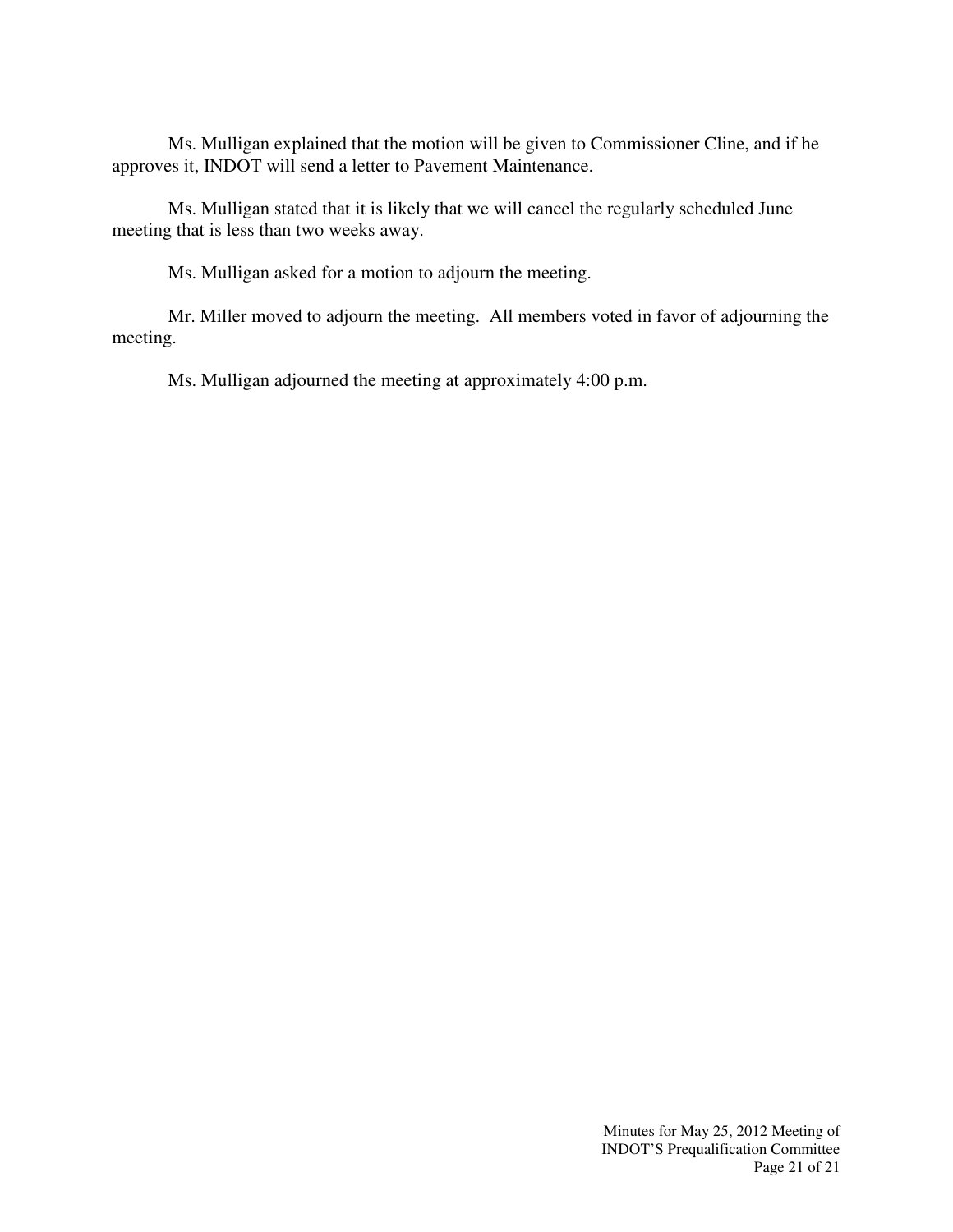Ms. Mulligan explained that the motion will be given to Commissioner Cline, and if he approves it, INDOT will send a letter to Pavement Maintenance.

Ms. Mulligan stated that it is likely that we will cancel the regularly scheduled June meeting that is less than two weeks away.

Ms. Mulligan asked for a motion to adjourn the meeting.

Mr. Miller moved to adjourn the meeting. All members voted in favor of adjourning the meeting.

Ms. Mulligan adjourned the meeting at approximately 4:00 p.m.